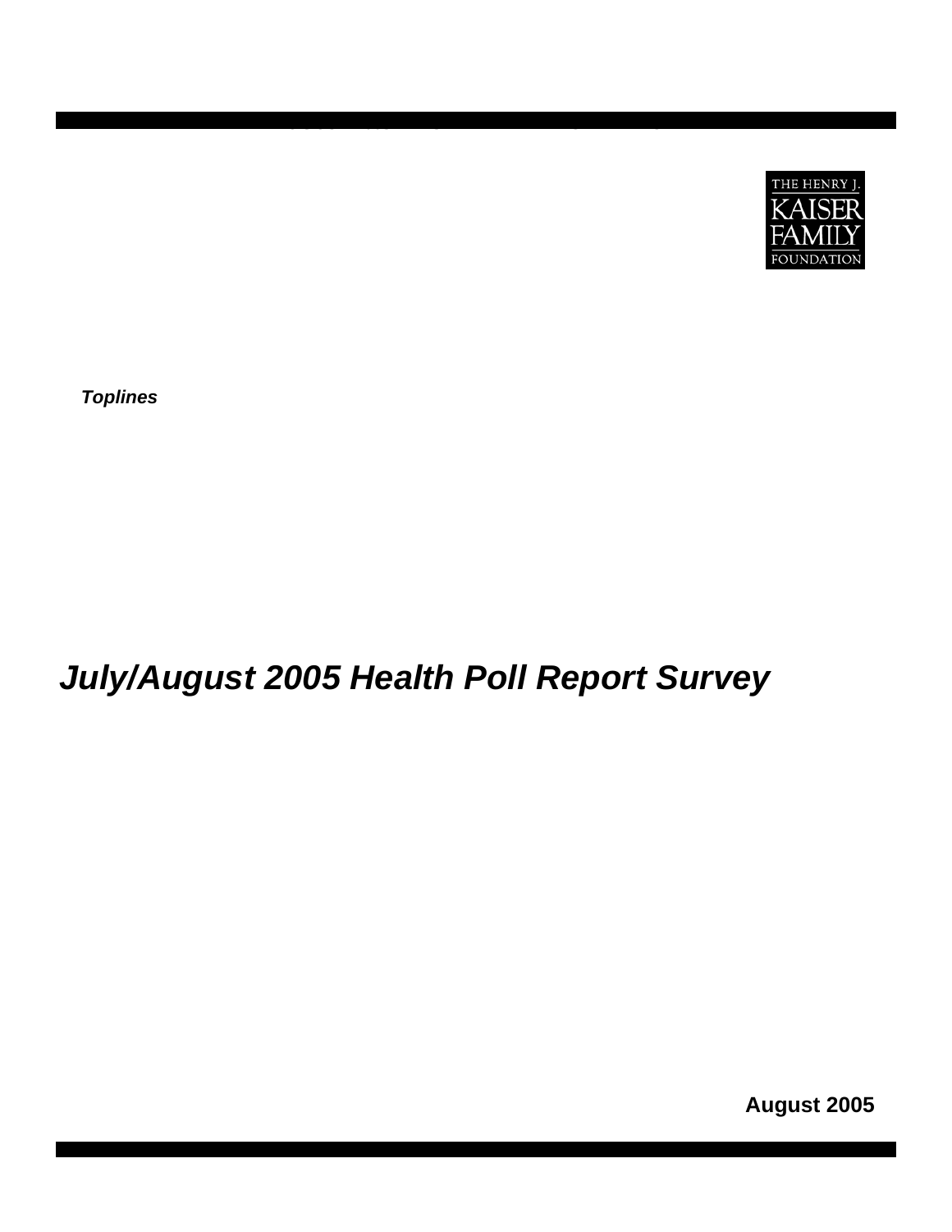THE HENRY J. KAISER FAMILY FOUNDATION

***Toplines***

# *July/August 2005 Health Poll Report Survey*

**August 2005**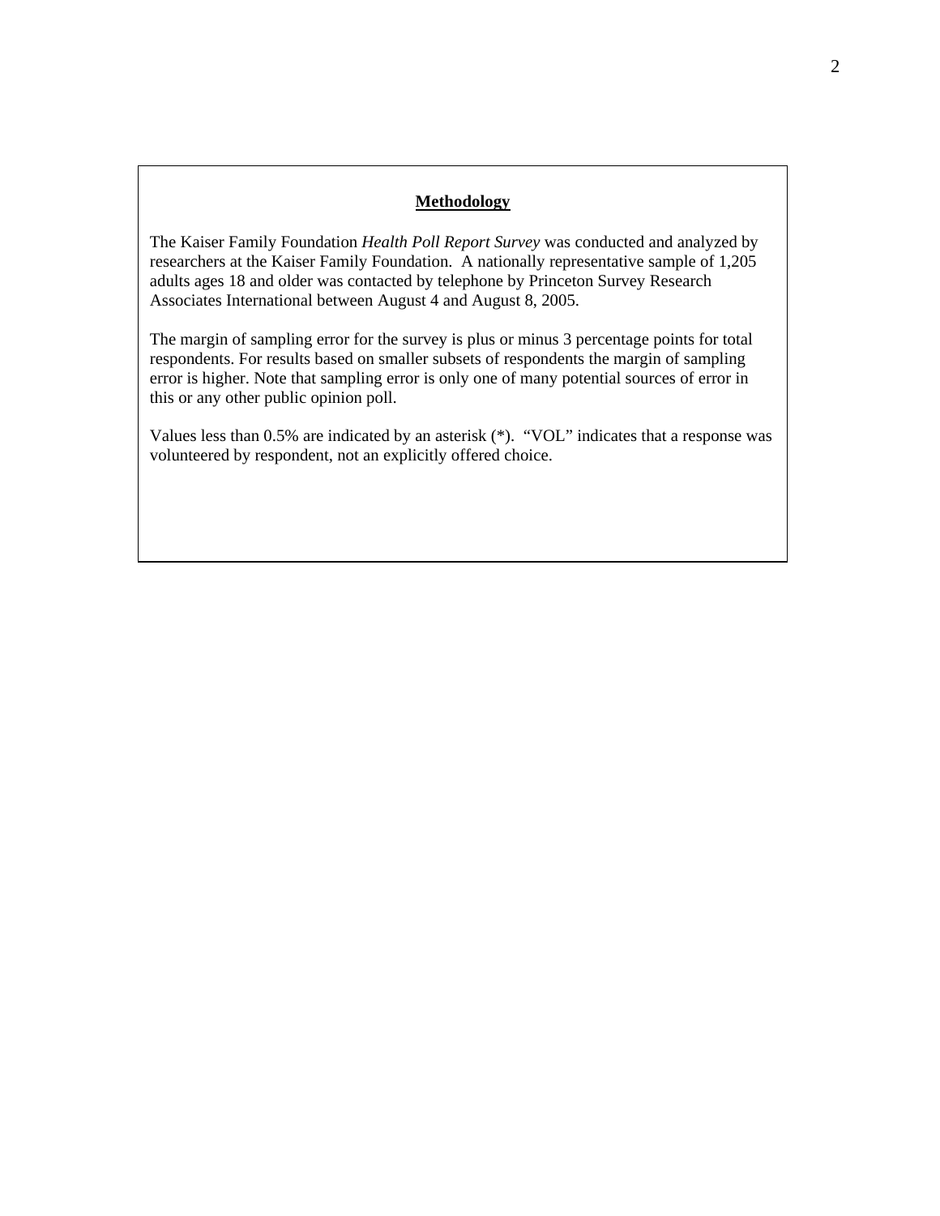## Methodology

The Kaiser Family Foundation *Health Poll Report Survey* was conducted and analyzed by researchers at the Kaiser Family Foundation. A nationally representative sample of 1,205 adults ages 18 and older was contacted by telephone by Princeton Survey Research Associates International between August 4 and August 8, 2005.

The margin of sampling error for the survey is plus or minus 3 percentage points for total respondents. For results based on smaller subsets of respondents the margin of sampling error is higher. Note that sampling error is only one of many potential sources of error in this or any other public opinion poll.

Values less than 0.5% are indicated by an asterisk (*). "VOL" indicates that a response was volunteered by respondent, not an explicitly offered choice.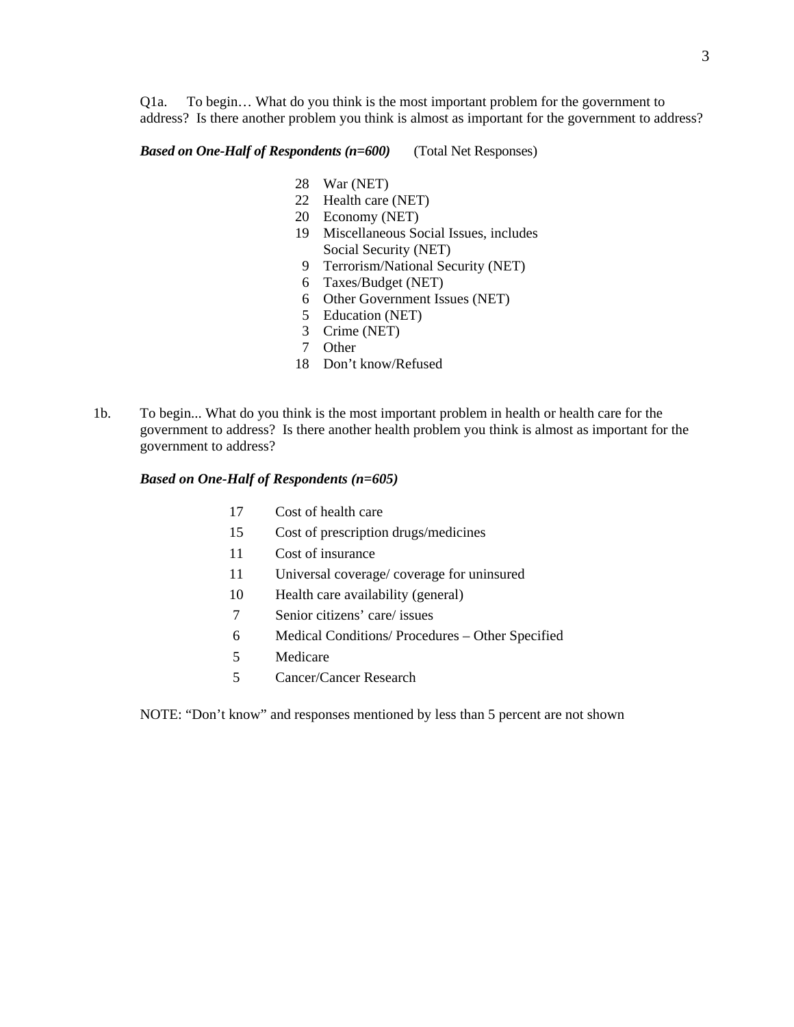Q1a. To begin… What do you think is the most important problem for the government to address? Is there another problem you think is almost as important for the government to address?

***Based on One-Half of Respondents (n=600)*** (Total Net Responses)

| | |
|---|---|
| 28 | War (NET) |
| 22 | Health care (NET) |
| 20 | Economy (NET) |
| 19 | Miscellaneous Social Issues, includes Social Security (NET) |
| 9 | Terrorism/National Security (NET) |
| 6 | Taxes/Budget (NET) |
| 6 | Other Government Issues (NET) |
| 5 | Education (NET) |
| 3 | Crime (NET) |
| 7 | Other |
| 18 | Don't know/Refused |

1b. To begin... What do you think is the most important problem in health or health care for the government to address? Is there another health problem you think is almost as important for the government to address?

***Based on One-Half of Respondents (n=605)***

| | |
|---|---|
| 17 | Cost of health care |
| 15 | Cost of prescription drugs/medicines |
| 11 | Cost of insurance |
| 11 | Universal coverage/ coverage for uninsured |
| 10 | Health care availability (general) |
| 7 | Senior citizens' care/ issues |
| 6 | Medical Conditions/ Procedures – Other Specified |
| 5 | Medicare |
| 5 | Cancer/Cancer Research |

NOTE: "Don't know" and responses mentioned by less than 5 percent are not shown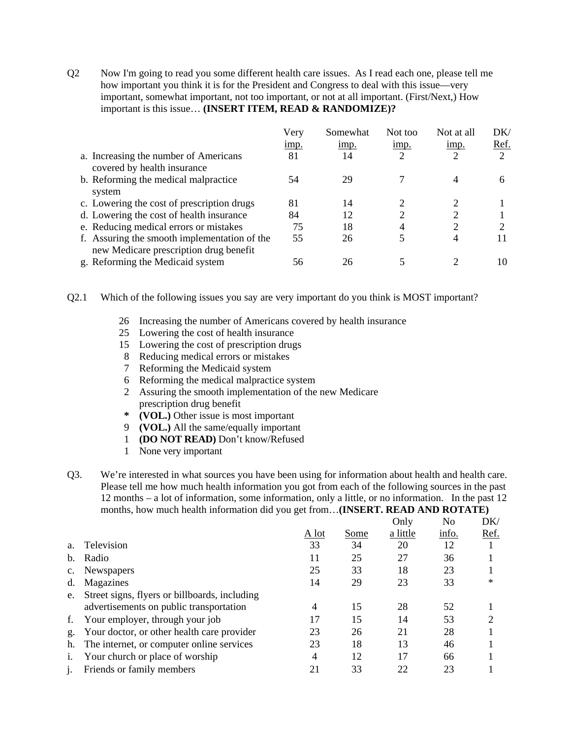Q2 Now I'm going to read you some different health care issues. As I read each one, please tell me how important you think it is for the President and Congress to deal with this issue—very important, somewhat important, not too important, or not at all important. (First/Next,) How important is this issue… **(INSERT ITEM, READ & RANDOMIZE)?**

| | Very imp. | Somewhat imp. | Not too imp. | Not at all imp. | DK/ Ref. |
|---|---|---|---|---|---|
| a. Increasing the number of Americans covered by health insurance | 81 | 14 | 2 | 2 | 2 |
| b. Reforming the medical malpractice system | 54 | 29 | 7 | 4 | 6 |
| c. Lowering the cost of prescription drugs | 81 | 14 | 2 | 2 | 1 |
| d. Lowering the cost of health insurance | 84 | 12 | 2 | 2 | 1 |
| e. Reducing medical errors or mistakes | 75 | 18 | 4 | 2 | 2 |
| f. Assuring the smooth implementation of the new Medicare prescription drug benefit | 55 | 26 | 5 | 4 | 11 |
| g. Reforming the Medicaid system | 56 | 26 | 5 | 2 | 10 |

Q2.1 Which of the following issues you say are very important do you think is MOST important?

- 26 Increasing the number of Americans covered by health insurance
- 25 Lowering the cost of health insurance
- 15 Lowering the cost of prescription drugs
- 8 Reducing medical errors or mistakes
- 7 Reforming the Medicaid system
- 6 Reforming the medical malpractice system
- 2 Assuring the smooth implementation of the new Medicare prescription drug benefit
- * **(VOL.)** Other issue is most important
- 9 **(VOL.)** All the same/equally important
- 1 **(DO NOT READ)** Don't know/Refused
- 1 None very important

Q3. We're interested in what sources you have been using for information about health and health care. Please tell me how much health information you got from each of the following sources in the past 12 months – a lot of information, some information, only a little, or no information. In the past 12 months, how much health information did you get from…**(INSERT. READ AND ROTATE)**

| | A lot | Some | Only a little | No info. | DK/ Ref. |
|---|---|---|---|---|---|
| a. Television | 33 | 34 | 20 | 12 | 1 |
| b. Radio | 11 | 25 | 27 | 36 | 1 |
| c. Newspapers | 25 | 33 | 18 | 23 | 1 |
| d. Magazines | 14 | 29 | 23 | 33 | * |
| e. Street signs, flyers or billboards, including advertisements on public transportation | 4 | 15 | 28 | 52 | 1 |
| f. Your employer, through your job | 17 | 15 | 14 | 53 | 2 |
| g. Your doctor, or other health care provider | 23 | 26 | 21 | 28 | 1 |
| h. The internet, or computer online services | 23 | 18 | 13 | 46 | 1 |
| i. Your church or place of worship | 4 | 12 | 17 | 66 | 1 |
| j. Friends or family members | 21 | 33 | 22 | 23 | 1 |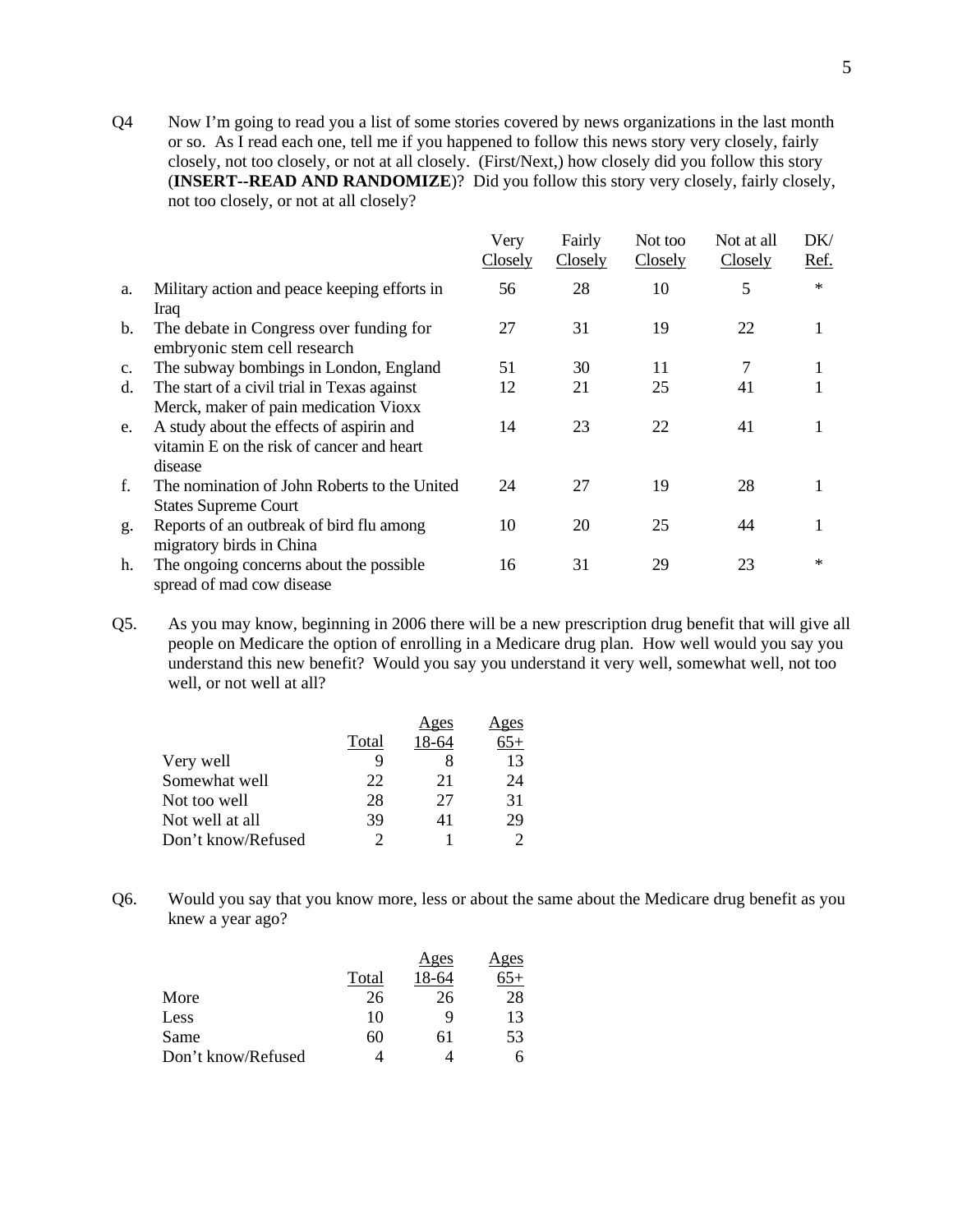Q4 Now I'm going to read you a list of some stories covered by news organizations in the last month or so. As I read each one, tell me if you happened to follow this news story very closely, fairly closely, not too closely, or not at all closely. (First/Next,) how closely did you follow this story (**INSERT--READ AND RANDOMIZE**)? Did you follow this story very closely, fairly closely, not too closely, or not at all closely?

| | | Very Closely | Fairly Closely | Not too Closely | Not at all Closely | DK/ Ref. |
|---|---|---|---|---|---|---|
| a. | Military action and peace keeping efforts in Iraq | 56 | 28 | 10 | 5 | * |
| b. | The debate in Congress over funding for embryonic stem cell research | 27 | 31 | 19 | 22 | 1 |
| c. | The subway bombings in London, England | 51 | 30 | 11 | 7 | 1 |
| d. | The start of a civil trial in Texas against Merck, maker of pain medication Vioxx | 12 | 21 | 25 | 41 | 1 |
| e. | A study about the effects of aspirin and vitamin E on the risk of cancer and heart disease | 14 | 23 | 22 | 41 | 1 |
| f. | The nomination of John Roberts to the United States Supreme Court | 24 | 27 | 19 | 28 | 1 |
| g. | Reports of an outbreak of bird flu among migratory birds in China | 10 | 20 | 25 | 44 | 1 |
| h. | The ongoing concerns about the possible spread of mad cow disease | 16 | 31 | 29 | 23 | * |

Q5. As you may know, beginning in 2006 there will be a new prescription drug benefit that will give all people on Medicare the option of enrolling in a Medicare drug plan. How well would you say you understand this new benefit? Would you say you understand it very well, somewhat well, not too well, or not well at all?

| | Total | Ages 18-64 | Ages 65+ |
|---|---|---|---|
| Very well | 9 | 8 | 13 |
| Somewhat well | 22 | 21 | 24 |
| Not too well | 28 | 27 | 31 |
| Not well at all | 39 | 41 | 29 |
| Don't know/Refused | 2 | 1 | 2 |

Q6. Would you say that you know more, less or about the same about the Medicare drug benefit as you knew a year ago?

| | Total | Ages 18-64 | Ages 65+ |
|---|---|---|---|
| More | 26 | 26 | 28 |
| Less | 10 | 9 | 13 |
| Same | 60 | 61 | 53 |
| Don't know/Refused | 4 | 4 | 6 |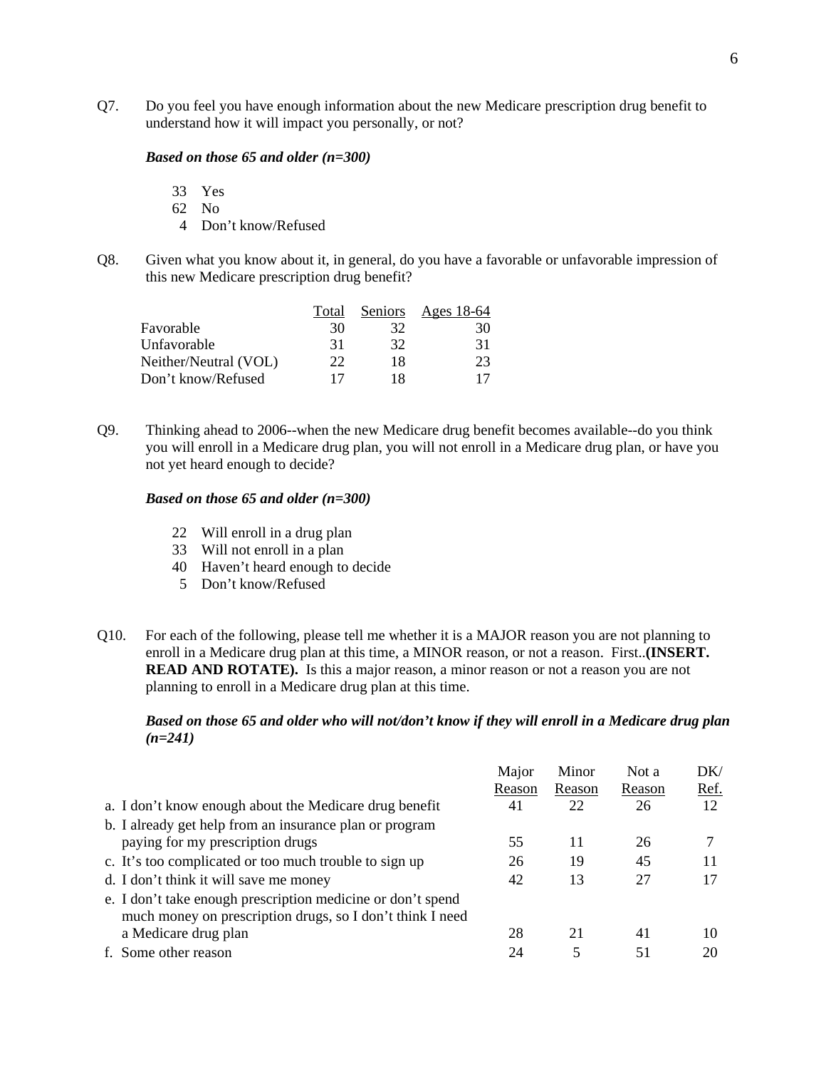Q7. Do you feel you have enough information about the new Medicare prescription drug benefit to understand how it will impact you personally, or not?

***Based on those 65 and older (n=300)***

33 Yes
62 No
4 Don't know/Refused

Q8. Given what you know about it, in general, do you have a favorable or unfavorable impression of this new Medicare prescription drug benefit?

| | Total | Seniors | Ages 18-64 |
|---|---|---|---|
| Favorable | 30 | 32 | 30 |
| Unfavorable | 31 | 32 | 31 |
| Neither/Neutral (VOL) | 22 | 18 | 23 |
| Don't know/Refused | 17 | 18 | 17 |

Q9. Thinking ahead to 2006--when the new Medicare drug benefit becomes available--do you think you will enroll in a Medicare drug plan, you will not enroll in a Medicare drug plan, or have you not yet heard enough to decide?

***Based on those 65 and older (n=300)***

22 Will enroll in a drug plan
33 Will not enroll in a plan
40 Haven't heard enough to decide
5 Don't know/Refused

Q10. For each of the following, please tell me whether it is a MAJOR reason you are not planning to enroll in a Medicare drug plan at this time, a MINOR reason, or not a reason. First..**(INSERT. READ AND ROTATE).** Is this a major reason, a minor reason or not a reason you are not planning to enroll in a Medicare drug plan at this time.

***Based on those 65 and older who will not/don't know if they will enroll in a Medicare drug plan (n=241)***

| | Major Reason | Minor Reason | Not a Reason | DK/ Ref. |
|---|---|---|---|---|
| a. I don't know enough about the Medicare drug benefit | 41 | 22 | 26 | 12 |
| b. I already get help from an insurance plan or program paying for my prescription drugs | 55 | 11 | 26 | 7 |
| c. It's too complicated or too much trouble to sign up | 26 | 19 | 45 | 11 |
| d. I don't think it will save me money | 42 | 13 | 27 | 17 |
| e. I don't take enough prescription medicine or don't spend much money on prescription drugs, so I don't think I need a Medicare drug plan | 28 | 21 | 41 | 10 |
| f. Some other reason | 24 | 5 | 51 | 20 |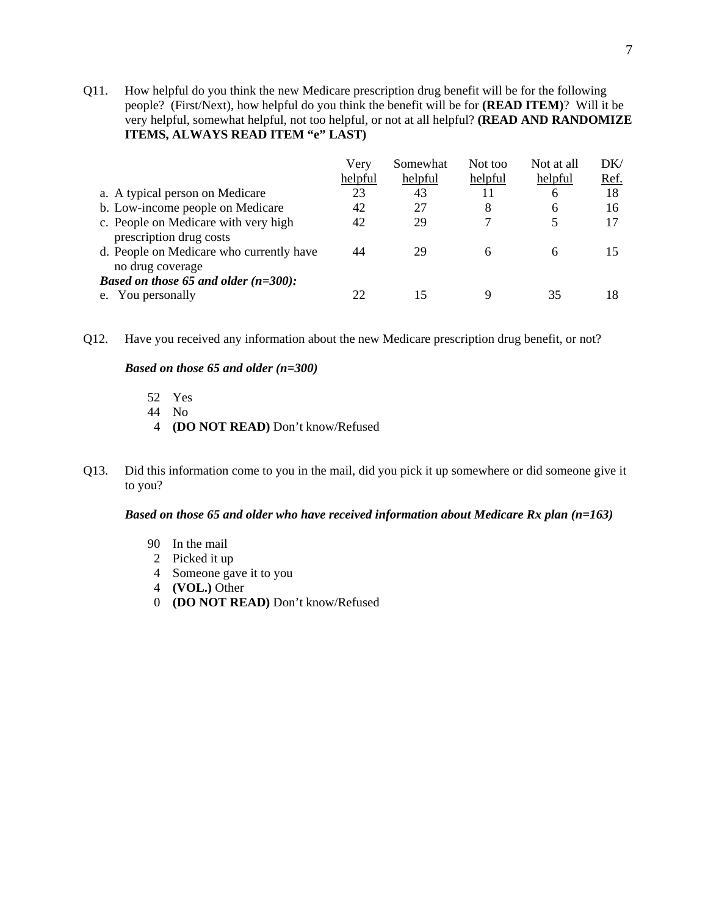Q11. How helpful do you think the new Medicare prescription drug benefit will be for the following people? (First/Next), how helpful do you think the benefit will be for **(READ ITEM)**? Will it be very helpful, somewhat helpful, not too helpful, or not at all helpful? **(READ AND RANDOMIZE ITEMS, ALWAYS READ ITEM "e" LAST)**

| | Very helpful | Somewhat helpful | Not too helpful | Not at all helpful | DK/ Ref. |
|---|---|---|---|---|---|
| a. A typical person on Medicare | 23 | 43 | 11 | 6 | 18 |
| b. Low-income people on Medicare | 42 | 27 | 8 | 6 | 16 |
| c. People on Medicare with very high prescription drug costs | 42 | 29 | 7 | 5 | 17 |
| d. People on Medicare who currently have no drug coverage | 44 | 29 | 6 | 6 | 15 |
| ***Based on those 65 and older (n=300):*** | | | | | |
| e. You personally | 22 | 15 | 9 | 35 | 18 |

Q12. Have you received any information about the new Medicare prescription drug benefit, or not?

***Based on those 65 and older (n=300)***

- 52 Yes
- 44 No
- 4 **(DO NOT READ)** Don't know/Refused

Q13. Did this information come to you in the mail, did you pick it up somewhere or did someone give it to you?

***Based on those 65 and older who have received information about Medicare Rx plan (n=163)***

- 90 In the mail
- 2 Picked it up
- 4 Someone gave it to you
- 4 **(VOL.)** Other
- 0 **(DO NOT READ)** Don't know/Refused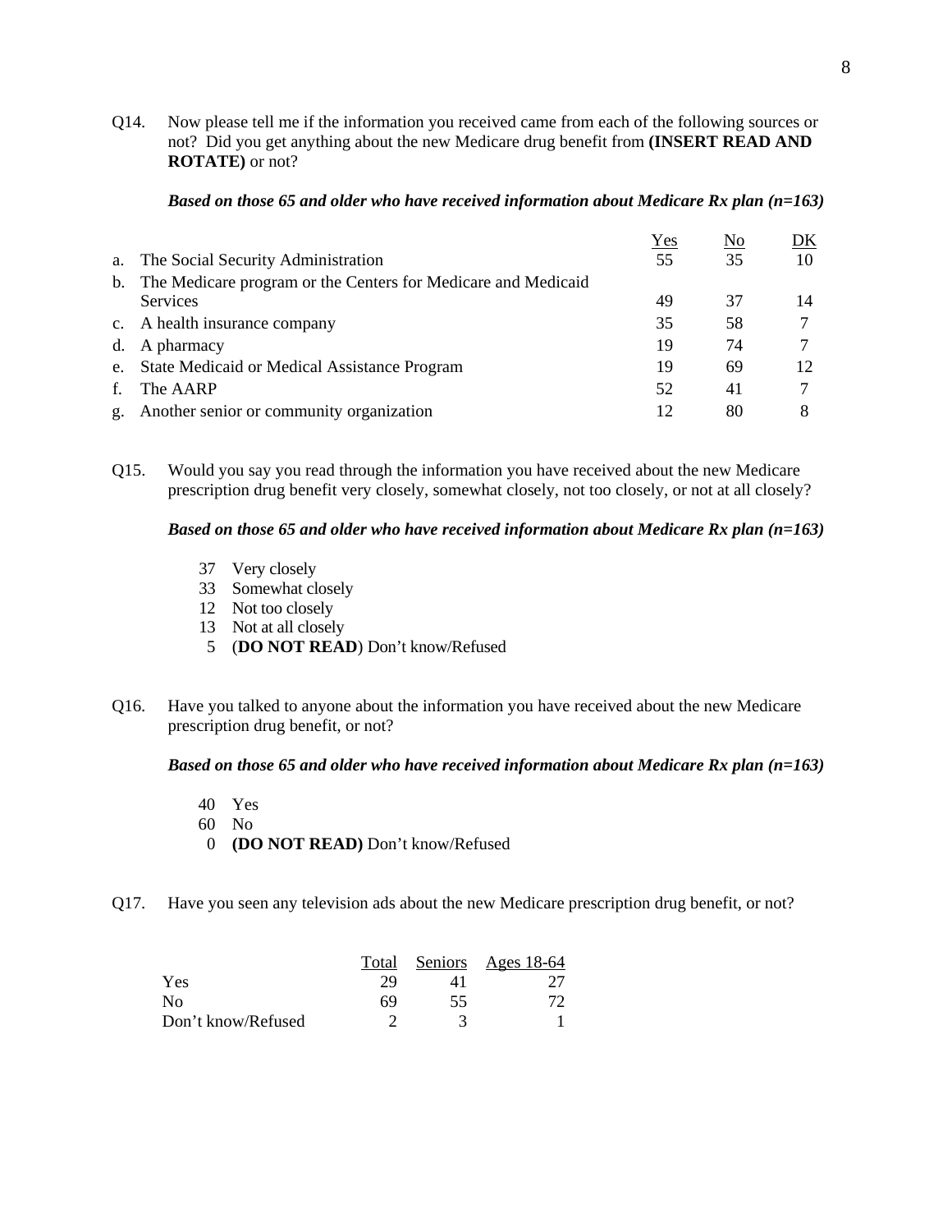Q14. Now please tell me if the information you received came from each of the following sources or not? Did you get anything about the new Medicare drug benefit from **(INSERT READ AND ROTATE)** or not?

***Based on those 65 and older who have received information about Medicare Rx plan (n=163)***

| | Yes | No | DK |
|---|---|---|---|
| a. The Social Security Administration | 55 | 35 | 10 |
| b. The Medicare program or the Centers for Medicare and Medicaid Services | 49 | 37 | 14 |
| c. A health insurance company | 35 | 58 | 7 |
| d. A pharmacy | 19 | 74 | 7 |
| e. State Medicaid or Medical Assistance Program | 19 | 69 | 12 |
| f. The AARP | 52 | 41 | 7 |
| g. Another senior or community organization | 12 | 80 | 8 |

Q15. Would you say you read through the information you have received about the new Medicare prescription drug benefit very closely, somewhat closely, not too closely, or not at all closely?

***Based on those 65 and older who have received information about Medicare Rx plan (n=163)***

- 37 Very closely
- 33 Somewhat closely
- 12 Not too closely
- 13 Not at all closely
- 5 (**DO NOT READ**) Don't know/Refused

Q16. Have you talked to anyone about the information you have received about the new Medicare prescription drug benefit, or not?

***Based on those 65 and older who have received information about Medicare Rx plan (n=163)***

- 40 Yes
- 60 No
- 0 **(DO NOT READ)** Don't know/Refused

Q17. Have you seen any television ads about the new Medicare prescription drug benefit, or not?

| | Total | Seniors | Ages 18-64 |
|---|---|---|---|
| Yes | 29 | 41 | 27 |
| No | 69 | 55 | 72 |
| Don't know/Refused | 2 | 3 | 1 |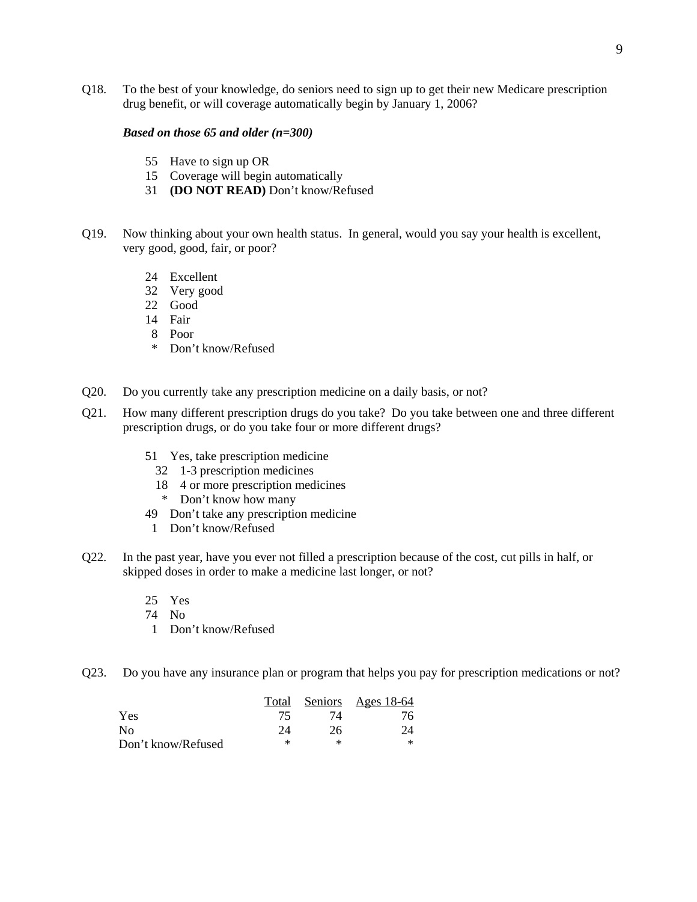Q18. To the best of your knowledge, do seniors need to sign up to get their new Medicare prescription drug benefit, or will coverage automatically begin by January 1, 2006?

***Based on those 65 and older (n=300)***

55 Have to sign up OR
15 Coverage will begin automatically
31 **(DO NOT READ)** Don't know/Refused

Q19. Now thinking about your own health status. In general, would you say your health is excellent, very good, good, fair, or poor?

24 Excellent
32 Very good
22 Good
14 Fair
8 Poor
* Don't know/Refused

Q20. Do you currently take any prescription medicine on a daily basis, or not?

Q21. How many different prescription drugs do you take? Do you take between one and three different prescription drugs, or do you take four or more different drugs?

51 Yes, take prescription medicine
  32 1-3 prescription medicines
  18 4 or more prescription medicines
  * Don't know how many
49 Don't take any prescription medicine
1 Don't know/Refused

Q22. In the past year, have you ever not filled a prescription because of the cost, cut pills in half, or skipped doses in order to make a medicine last longer, or not?

25 Yes
74 No
1 Don't know/Refused

Q23. Do you have any insurance plan or program that helps you pay for prescription medications or not?

| | Total | Seniors | Ages 18-64 |
|---|---|---|---|
| Yes | 75 | 74 | 76 |
| No | 24 | 26 | 24 |
| Don't know/Refused | * | * | * |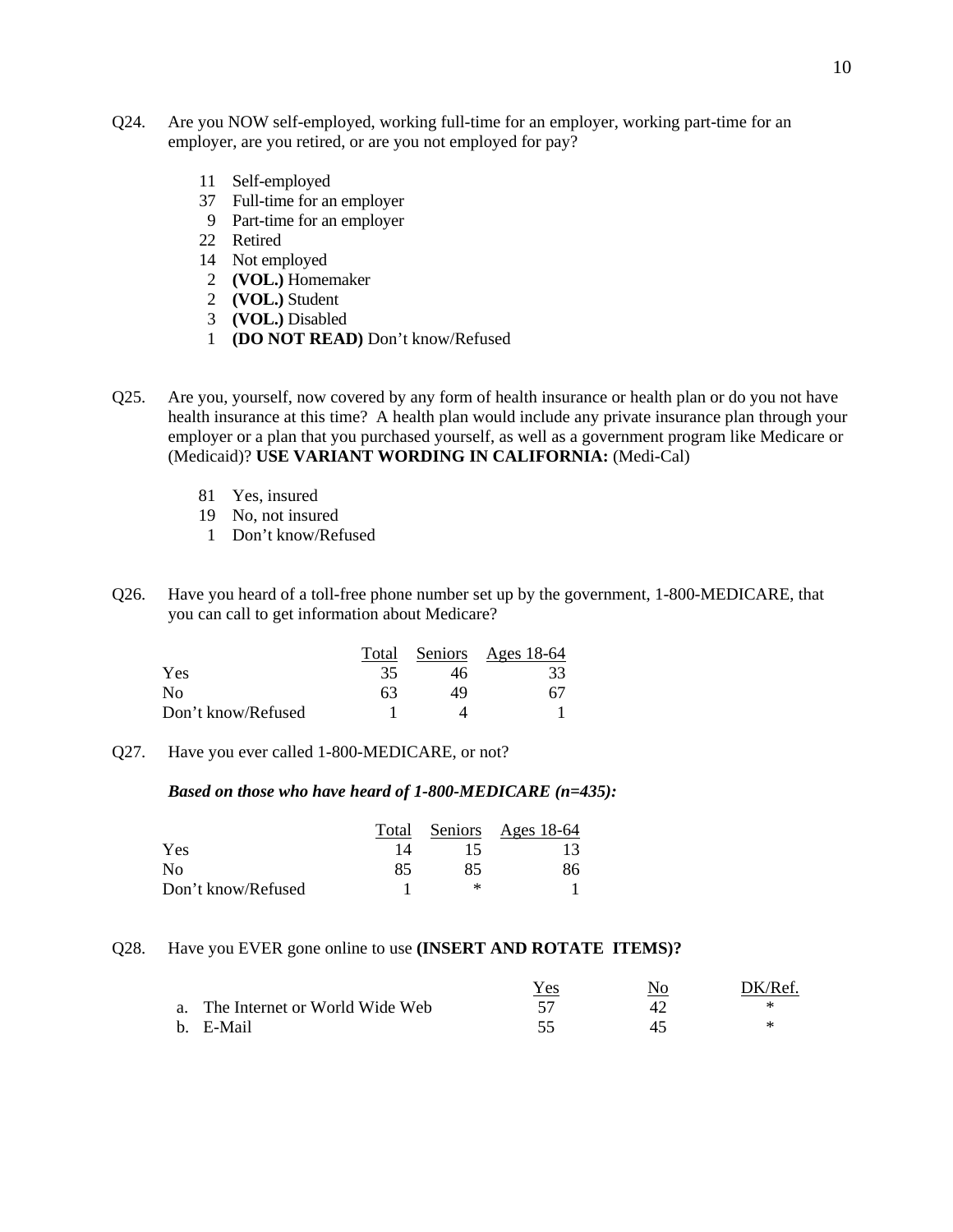Q24. Are you NOW self-employed, working full-time for an employer, working part-time for an employer, are you retired, or are you not employed for pay?

- 11 Self-employed
- 37 Full-time for an employer
- 9 Part-time for an employer
- 22 Retired
- 14 Not employed
- 2 **(VOL.)** Homemaker
- 2 **(VOL.)** Student
- 3 **(VOL.)** Disabled
- 1 **(DO NOT READ)** Don't know/Refused

Q25. Are you, yourself, now covered by any form of health insurance or health plan or do you not have health insurance at this time? A health plan would include any private insurance plan through your employer or a plan that you purchased yourself, as well as a government program like Medicare or (Medicaid)? **USE VARIANT WORDING IN CALIFORNIA:** (Medi-Cal)

- 81 Yes, insured
- 19 No, not insured
- 1 Don't know/Refused

Q26. Have you heard of a toll-free phone number set up by the government, 1-800-MEDICARE, that you can call to get information about Medicare?

| | Total | Seniors | Ages 18-64 |
|---|---|---|---|
| Yes | 35 | 46 | 33 |
| No | 63 | 49 | 67 |
| Don't know/Refused | 1 | 4 | 1 |

Q27. Have you ever called 1-800-MEDICARE, or not?

***Based on those who have heard of 1-800-MEDICARE (n=435):***

| | Total | Seniors | Ages 18-64 |
|---|---|---|---|
| Yes | 14 | 15 | 13 |
| No | 85 | 85 | 86 |
| Don't know/Refused | 1 | * | 1 |

Q28. Have you EVER gone online to use **(INSERT AND ROTATE ITEMS)?**

| | Yes | No | DK/Ref. |
|---|---|---|---|
| a. The Internet or World Wide Web | 57 | 42 | * |
| b. E-Mail | 55 | 45 | * |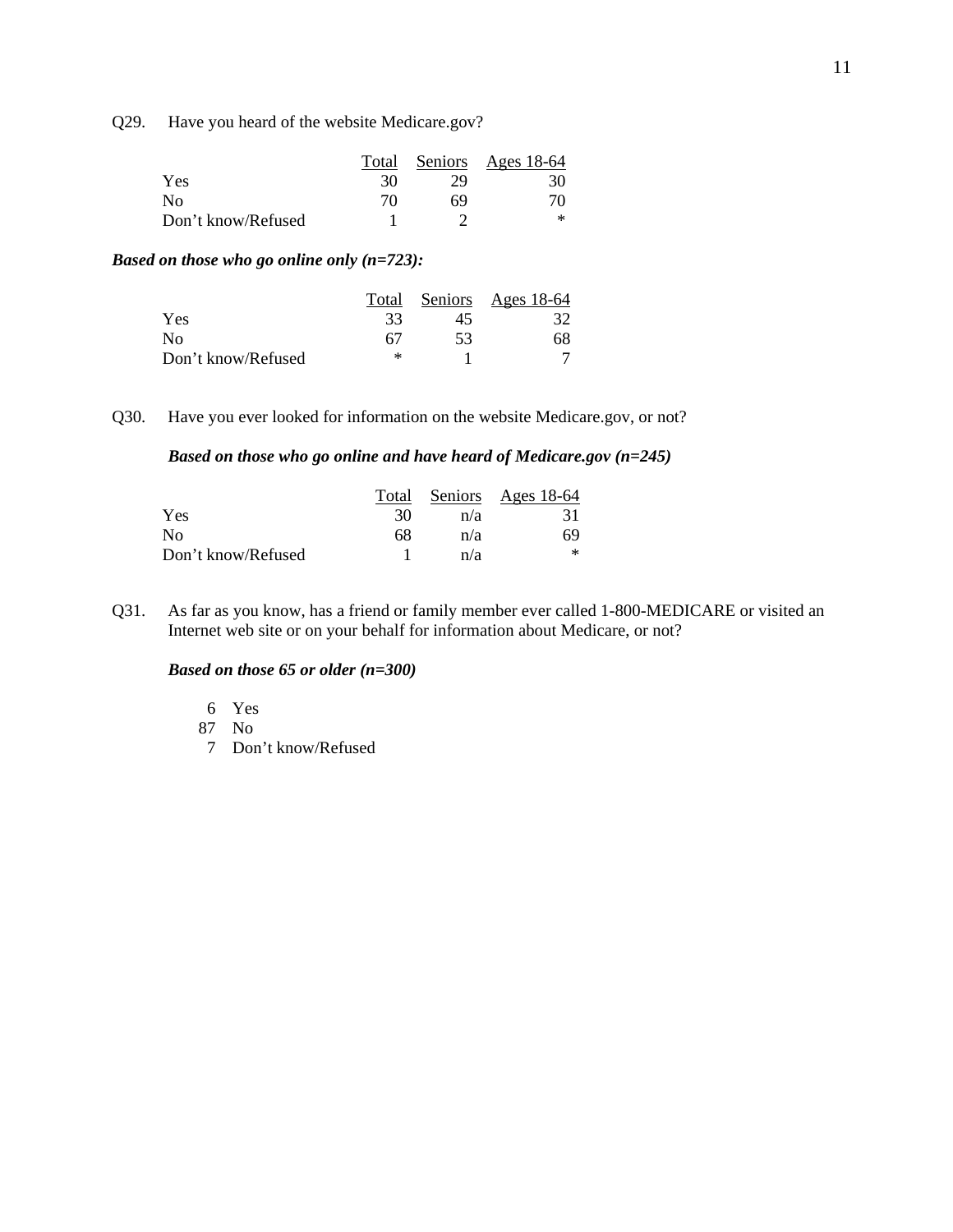Q29. Have you heard of the website Medicare.gov?

| | Total | Seniors | Ages 18-64 |
|---|---|---|---|
| Yes | 30 | 29 | 30 |
| No | 70 | 69 | 70 |
| Don't know/Refused | 1 | 2 | * |

***Based on those who go online only (n=723):***

| | Total | Seniors | Ages 18-64 |
|---|---|---|---|
| Yes | 33 | 45 | 32 |
| No | 67 | 53 | 68 |
| Don't know/Refused | * | 1 | 7 |

Q30. Have you ever looked for information on the website Medicare.gov, or not?

***Based on those who go online and have heard of Medicare.gov (n=245)***

| | Total | Seniors | Ages 18-64 |
|---|---|---|---|
| Yes | 30 | n/a | 31 |
| No | 68 | n/a | 69 |
| Don't know/Refused | 1 | n/a | * |

Q31. As far as you know, has a friend or family member ever called 1-800-MEDICARE or visited an Internet web site or on your behalf for information about Medicare, or not?

***Based on those 65 or older (n=300)***

6 Yes
87 No
7 Don't know/Refused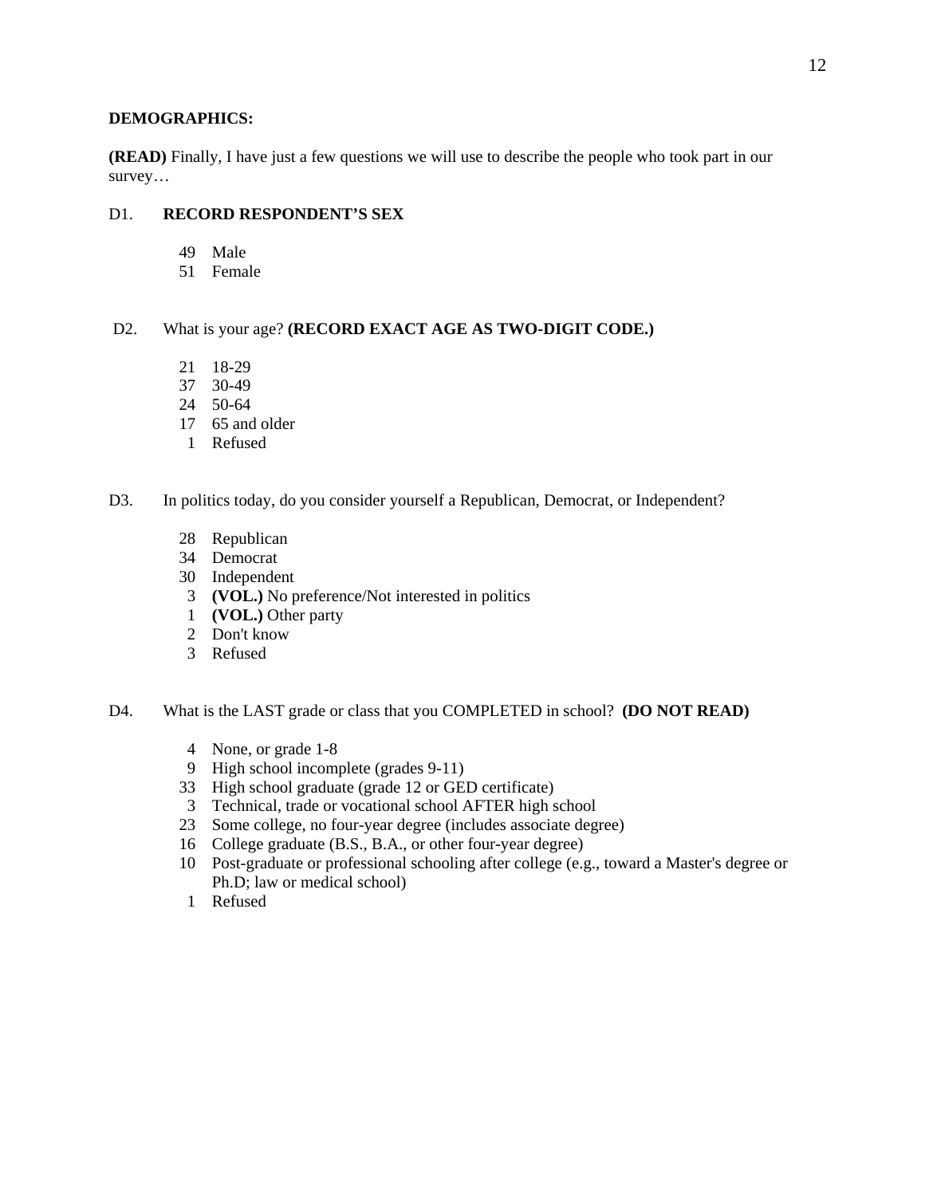**DEMOGRAPHICS:**

**(READ)** Finally, I have just a few questions we will use to describe the people who took part in our survey…

D1. **RECORD RESPONDENT'S SEX**

- 49 Male
- 51 Female

D2. What is your age? **(RECORD EXACT AGE AS TWO-DIGIT CODE.)**

- 21 18-29
- 37 30-49
- 24 50-64
- 17 65 and older
- 1 Refused

D3. In politics today, do you consider yourself a Republican, Democrat, or Independent?

- 28 Republican
- 34 Democrat
- 30 Independent
- 3 **(VOL.)** No preference/Not interested in politics
- 1 **(VOL.)** Other party
- 2 Don't know
- 3 Refused

D4. What is the LAST grade or class that you COMPLETED in school? **(DO NOT READ)**

- 4 None, or grade 1-8
- 9 High school incomplete (grades 9-11)
- 33 High school graduate (grade 12 or GED certificate)
- 3 Technical, trade or vocational school AFTER high school
- 23 Some college, no four-year degree (includes associate degree)
- 16 College graduate (B.S., B.A., or other four-year degree)
- 10 Post-graduate or professional schooling after college (e.g., toward a Master's degree or Ph.D; law or medical school)
- 1 Refused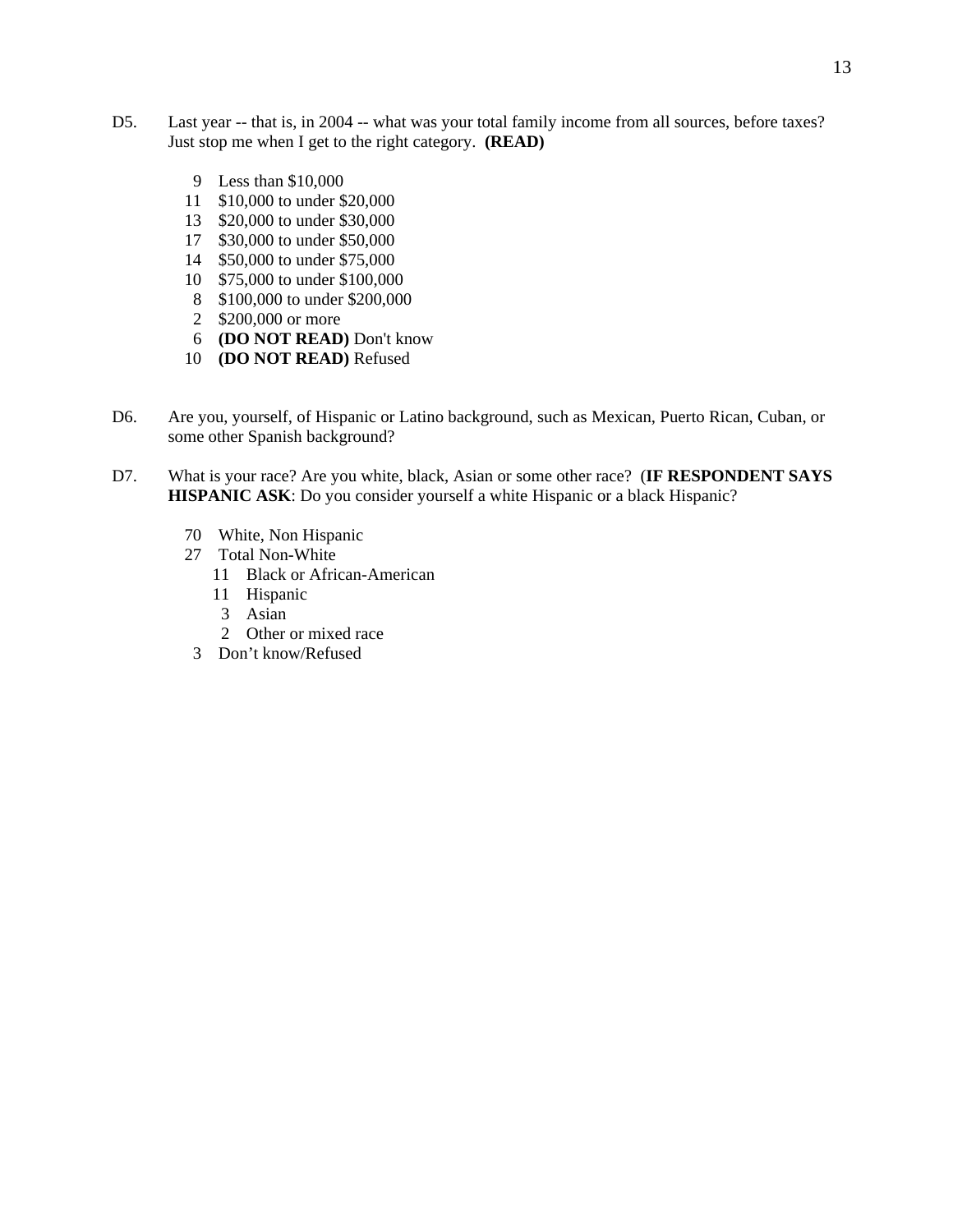D5. Last year -- that is, in 2004 -- what was your total family income from all sources, before taxes? Just stop me when I get to the right category. **(READ)**

- 9 Less than $10,000
- 11 $10,000 to under $20,000
- 13 $20,000 to under $30,000
- 17 $30,000 to under $50,000
- 14 $50,000 to under $75,000
- 10 $75,000 to under $100,000
- 8 $100,000 to under $200,000
- 2 $200,000 or more
- 6 **(DO NOT READ)** Don't know
- 10 **(DO NOT READ)** Refused

D6. Are you, yourself, of Hispanic or Latino background, such as Mexican, Puerto Rican, Cuban, or some other Spanish background?

D7. What is your race? Are you white, black, Asian or some other race? (**IF RESPONDENT SAYS HISPANIC ASK**: Do you consider yourself a white Hispanic or a black Hispanic?

- 70 White, Non Hispanic
- 27 Total Non-White
  - 11 Black or African-American
  - 11 Hispanic
  - 3 Asian
  - 2 Other or mixed race
- 3 Don't know/Refused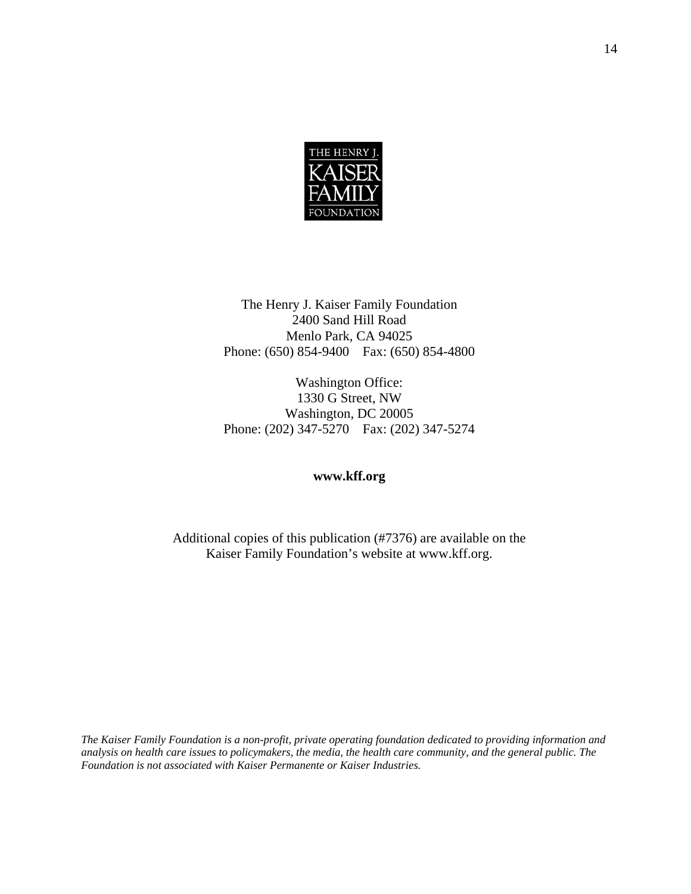THE HENRY J.
KAISER
FAMILY
FOUNDATION

The Henry J. Kaiser Family Foundation
2400 Sand Hill Road
Menlo Park, CA 94025
Phone: (650) 854-9400    Fax: (650) 854-4800

Washington Office:
1330 G Street, NW
Washington, DC 20005
Phone: (202) 347-5270    Fax: (202) 347-5274

**www.kff.org**

Additional copies of this publication (#7376) are available on the Kaiser Family Foundation's website at www.kff.org.

*The Kaiser Family Foundation is a non-profit, private operating foundation dedicated to providing information and analysis on health care issues to policymakers, the media, the health care community, and the general public. The Foundation is not associated with Kaiser Permanente or Kaiser Industries.*